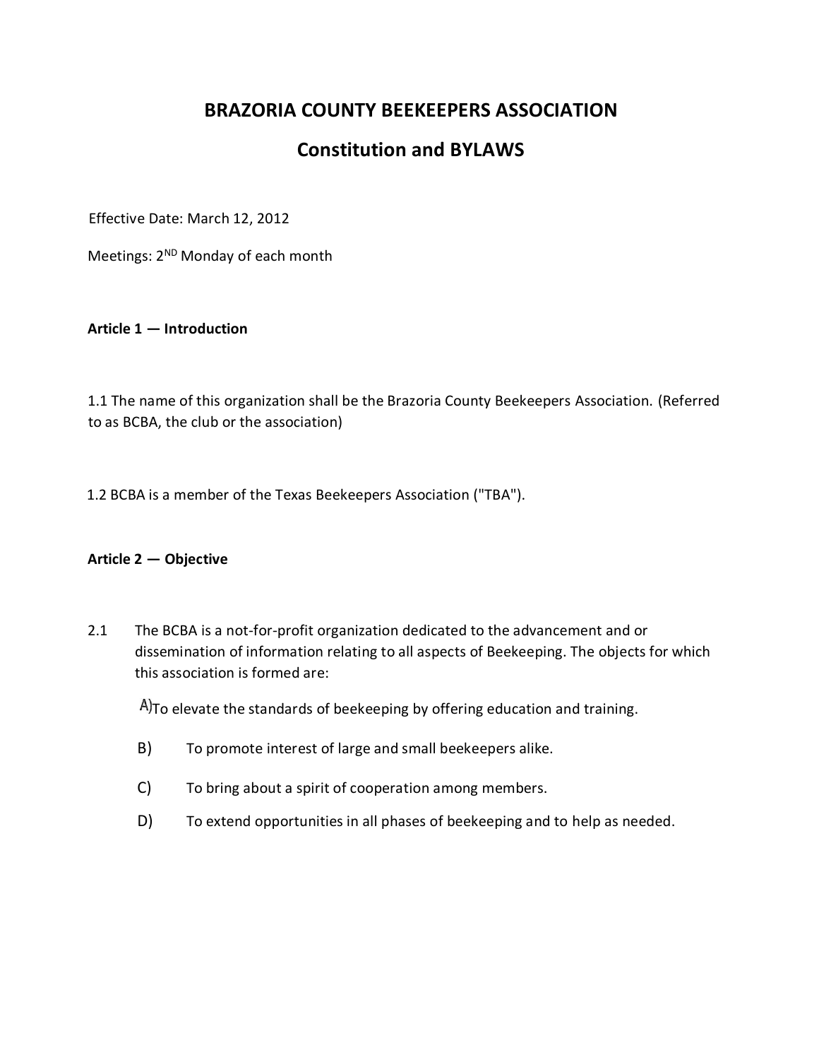# BRAZORIA COUNTY BEEKEEPERS ASSOCIATION

## Constitution and BYLAWS

Effective Date: March 12, 2012

Meetings: 2ND Monday of each month

**Article 1 — Introduction**

1.1 The name of this organization shall be the Brazoria County Beekeepers Association. (Referred to as BCBA, the club or the association)

1.2 BCBA is a member of the Texas Beekeepers Association ("TBA").

**Article 2 — Objective**

2.1 The BCBA is a not-for-profit organization dedicated to the advancement and or dissemination of information relating to all aspects of Beekeeping. The objects for which this association is formed are:

A) To elevate the standards of beekeeping by offering education and training.

B) To promote interest of large and small beekeepers alike.

C) To bring about a spirit of cooperation among members.

D) To extend opportunities in all phases of beekeeping and to help as needed.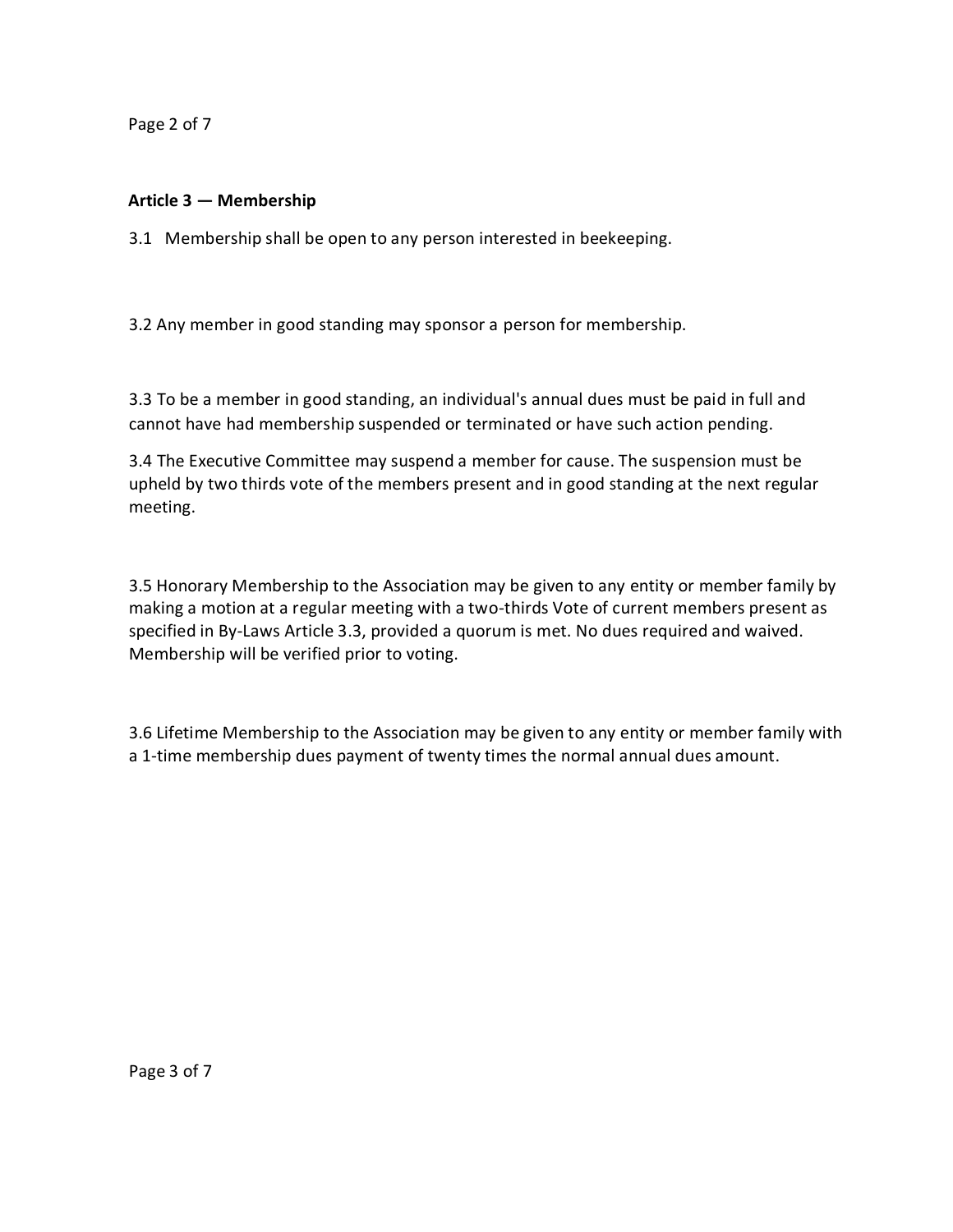**Article 3 — Membership**

3.1 Membership shall be open to any person interested in beekeeping.

3.2 Any member in good standing may sponsor a person for membership.

3.3 To be a member in good standing, an individual's annual dues must be paid in full and cannot have had membership suspended or terminated or have such action pending.

3.4 The Executive Committee may suspend a member for cause. The suspension must be upheld by two thirds vote of the members present and in good standing at the next regular meeting.

3.5 Honorary Membership to the Association may be given to any entity or member family by making a motion at a regular meeting with a two-thirds Vote of current members present as specified in By-Laws Article 3.3, provided a quorum is met. No dues required and waived. Membership will be verified prior to voting.

3.6 Lifetime Membership to the Association may be given to any entity or member family with a 1-time membership dues payment of twenty times the normal annual dues amount.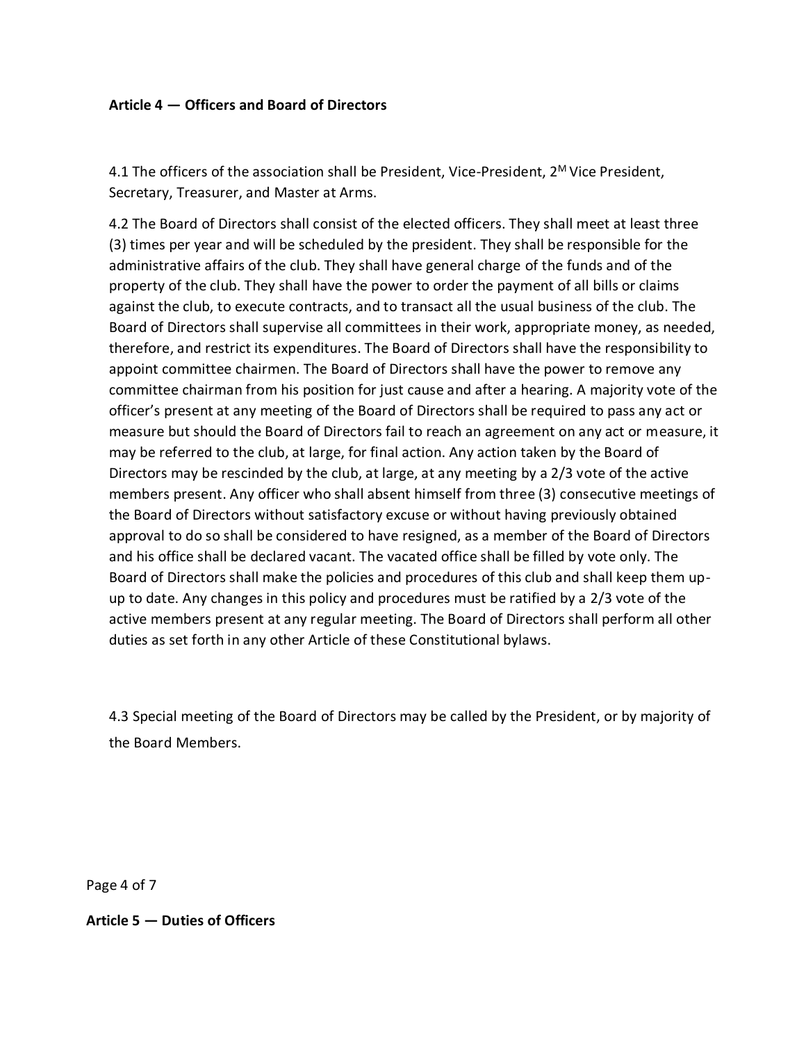**Article 4 — Officers and Board of Directors**

4.1 The officers of the association shall be President, Vice-President, 2[M] Vice President, Secretary, Treasurer, and Master at Arms.

4.2 The Board of Directors shall consist of the elected officers. They shall meet at least three (3) times per year and will be scheduled by the president. They shall be responsible for the administrative affairs of the club. They shall have general charge of the funds and of the property of the club. They shall have the power to order the payment of all bills or claims against the club, to execute contracts, and to transact all the usual business of the club. The Board of Directors shall supervise all committees in their work, appropriate money, as needed, therefore, and restrict its expenditures. The Board of Directors shall have the responsibility to appoint committee chairmen. The Board of Directors shall have the power to remove any committee chairman from his position for just cause and after a hearing. A majority vote of the officer's present at any meeting of the Board of Directors shall be required to pass any act or measure but should the Board of Directors fail to reach an agreement on any act or measure, it may be referred to the club, at large, for final action. Any action taken by the Board of Directors may be rescinded by the club, at large, at any meeting by a 2/3 vote of the active members present. Any officer who shall absent himself from three (3) consecutive meetings of the Board of Directors without satisfactory excuse or without having previously obtained approval to do so shall be considered to have resigned, as a member of the Board of Directors and his office shall be declared vacant. The vacated office shall be filled by vote only. The Board of Directors shall make the policies and procedures of this club and shall keep them up-up to date. Any changes in this policy and procedures must be ratified by a 2/3 vote of the active members present at any regular meeting. The Board of Directors shall perform all other duties as set forth in any other Article of these Constitutional bylaws.

4.3 Special meeting of the Board of Directors may be called by the President, or by majority of the Board Members.

**Article 5 — Duties of Officers**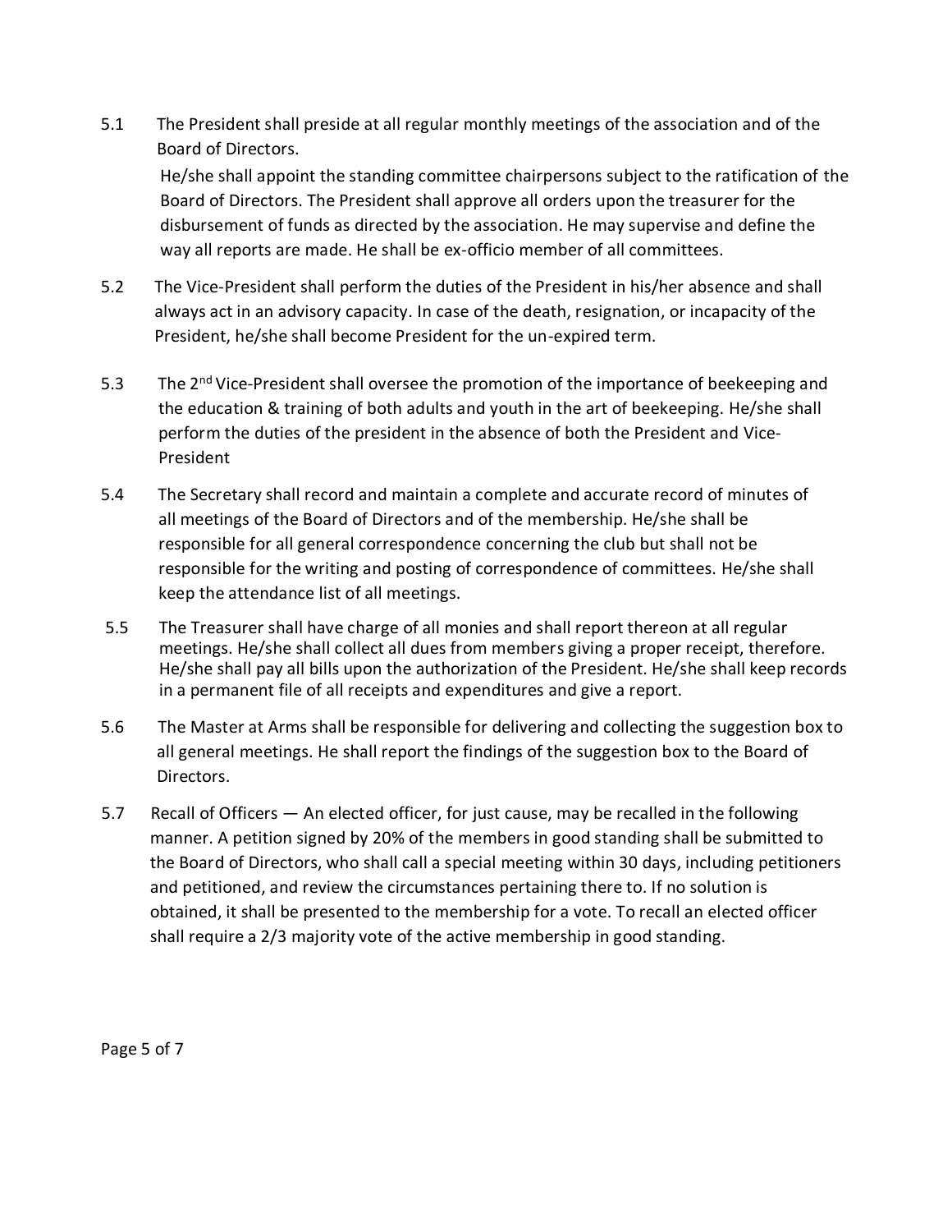5.1 The President shall preside at all regular monthly meetings of the association and of the Board of Directors.

He/she shall appoint the standing committee chairpersons subject to the ratification of the Board of Directors. The President shall approve all orders upon the treasurer for the disbursement of funds as directed by the association. He may supervise and define the way all reports are made. He shall be ex-officio member of all committees.

5.2 The Vice-President shall perform the duties of the President in his/her absence and shall always act in an advisory capacity. In case of the death, resignation, or incapacity of the President, he/she shall become President for the un-expired term.

5.3 The 2nd Vice-President shall oversee the promotion of the importance of beekeeping and the education & training of both adults and youth in the art of beekeeping. He/she shall perform the duties of the president in the absence of both the President and Vice-President

5.4 The Secretary shall record and maintain a complete and accurate record of minutes of all meetings of the Board of Directors and of the membership. He/she shall be responsible for all general correspondence concerning the club but shall not be responsible for the writing and posting of correspondence of committees. He/she shall keep the attendance list of all meetings.

5.5 The Treasurer shall have charge of all monies and shall report thereon at all regular meetings. He/she shall collect all dues from members giving a proper receipt, therefore. He/she shall pay all bills upon the authorization of the President. He/she shall keep records in a permanent file of all receipts and expenditures and give a report.

5.6 The Master at Arms shall be responsible for delivering and collecting the suggestion box to all general meetings. He shall report the findings of the suggestion box to the Board of Directors.

5.7 Recall of Officers — An elected officer, for just cause, may be recalled in the following manner. A petition signed by 20% of the members in good standing shall be submitted to the Board of Directors, who shall call a special meeting within 30 days, including petitioners and petitioned, and review the circumstances pertaining there to. If no solution is obtained, it shall be presented to the membership for a vote. To recall an elected officer shall require a 2/3 majority vote of the active membership in good standing.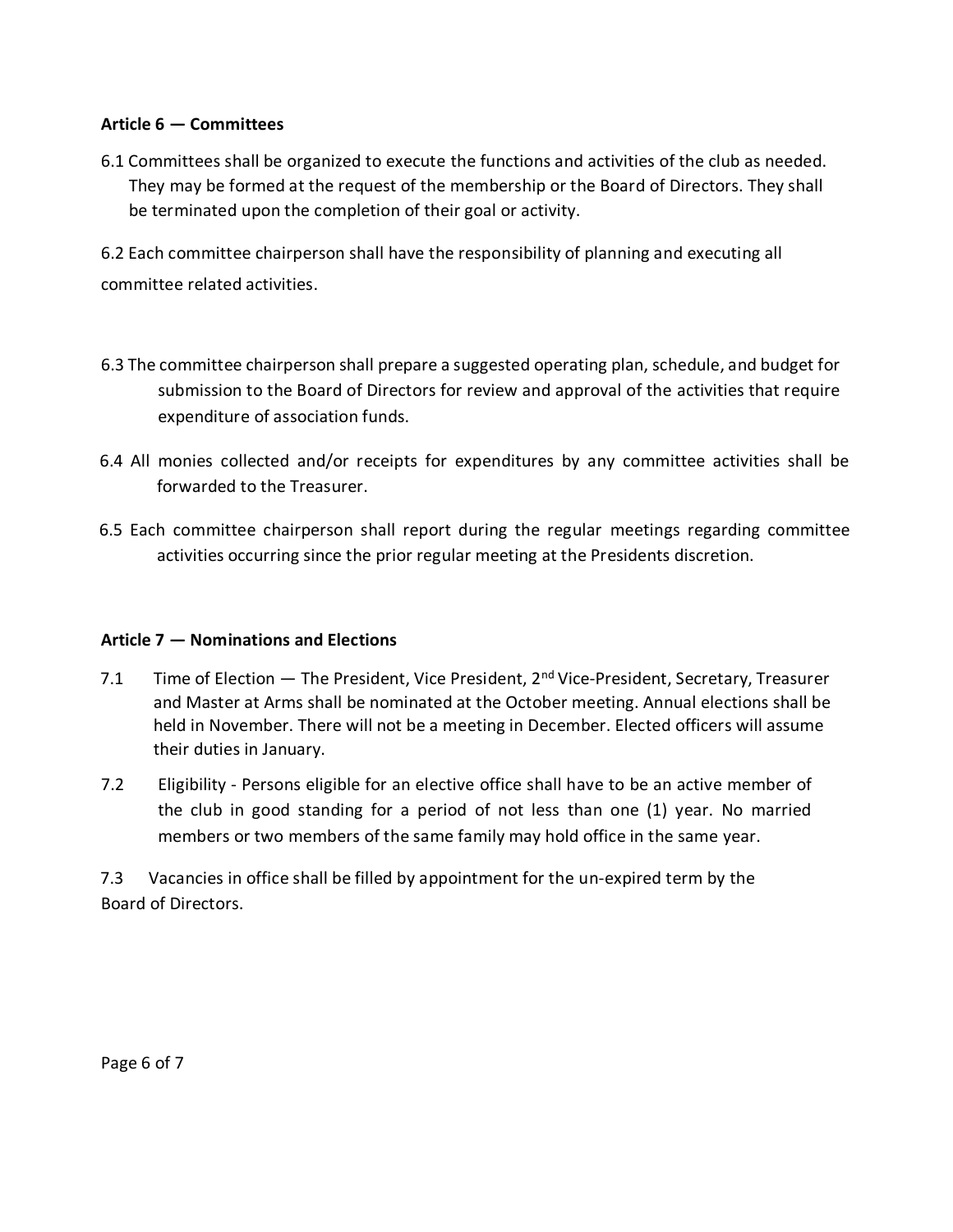**Article 6 — Committees**

6.1 Committees shall be organized to execute the functions and activities of the club as needed. They may be formed at the request of the membership or the Board of Directors. They shall be terminated upon the completion of their goal or activity.

6.2 Each committee chairperson shall have the responsibility of planning and executing all committee related activities.

6.3 The committee chairperson shall prepare a suggested operating plan, schedule, and budget for submission to the Board of Directors for review and approval of the activities that require expenditure of association funds.

6.4 All monies collected and/or receipts for expenditures by any committee activities shall be forwarded to the Treasurer.

6.5 Each committee chairperson shall report during the regular meetings regarding committee activities occurring since the prior regular meeting at the Presidents discretion.

**Article 7 — Nominations and Elections**

7.1 Time of Election — The President, Vice President, 2nd Vice-President, Secretary, Treasurer and Master at Arms shall be nominated at the October meeting. Annual elections shall be held in November. There will not be a meeting in December. Elected officers will assume their duties in January.

7.2 Eligibility - Persons eligible for an elective office shall have to be an active member of the club in good standing for a period of not less than one (1) year. No married members or two members of the same family may hold office in the same year.

7.3 Vacancies in office shall be filled by appointment for the un-expired term by the Board of Directors.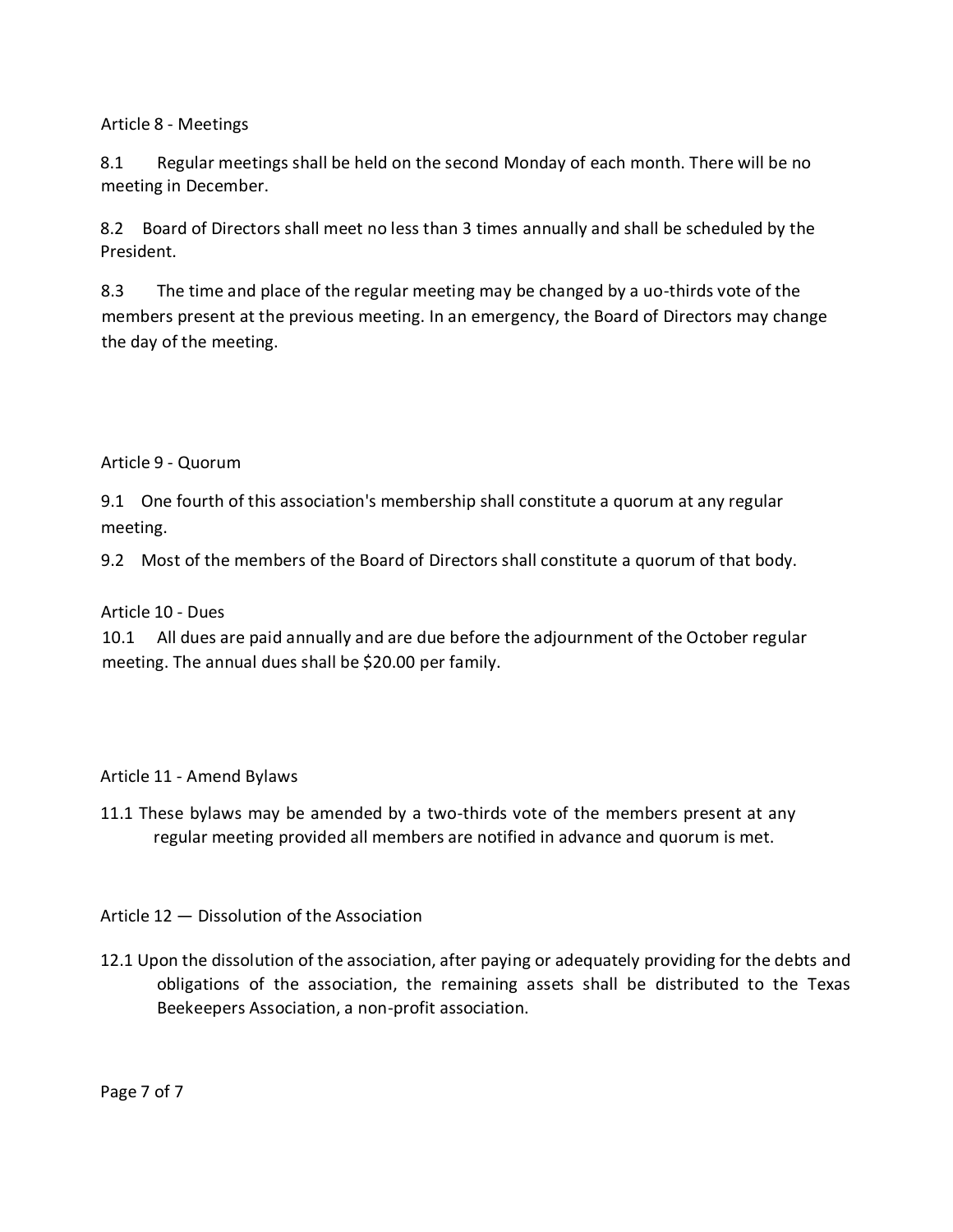Article 8 - Meetings

8.1 Regular meetings shall be held on the second Monday of each month. There will be no meeting in December.

8.2 Board of Directors shall meet no less than 3 times annually and shall be scheduled by the President.

8.3 The time and place of the regular meeting may be changed by a uo-thirds vote of the members present at the previous meeting. In an emergency, the Board of Directors may change the day of the meeting.

Article 9 - Quorum

9.1 One fourth of this association's membership shall constitute a quorum at any regular meeting.

9.2 Most of the members of the Board of Directors shall constitute a quorum of that body.

Article 10 - Dues

10.1 All dues are paid annually and are due before the adjournment of the October regular meeting. The annual dues shall be $20.00 per family.

Article 11 - Amend Bylaws

11.1 These bylaws may be amended by a two-thirds vote of the members present at any regular meeting provided all members are notified in advance and quorum is met.

Article 12 — Dissolution of the Association

12.1 Upon the dissolution of the association, after paying or adequately providing for the debts and obligations of the association, the remaining assets shall be distributed to the Texas Beekeepers Association, a non-profit association.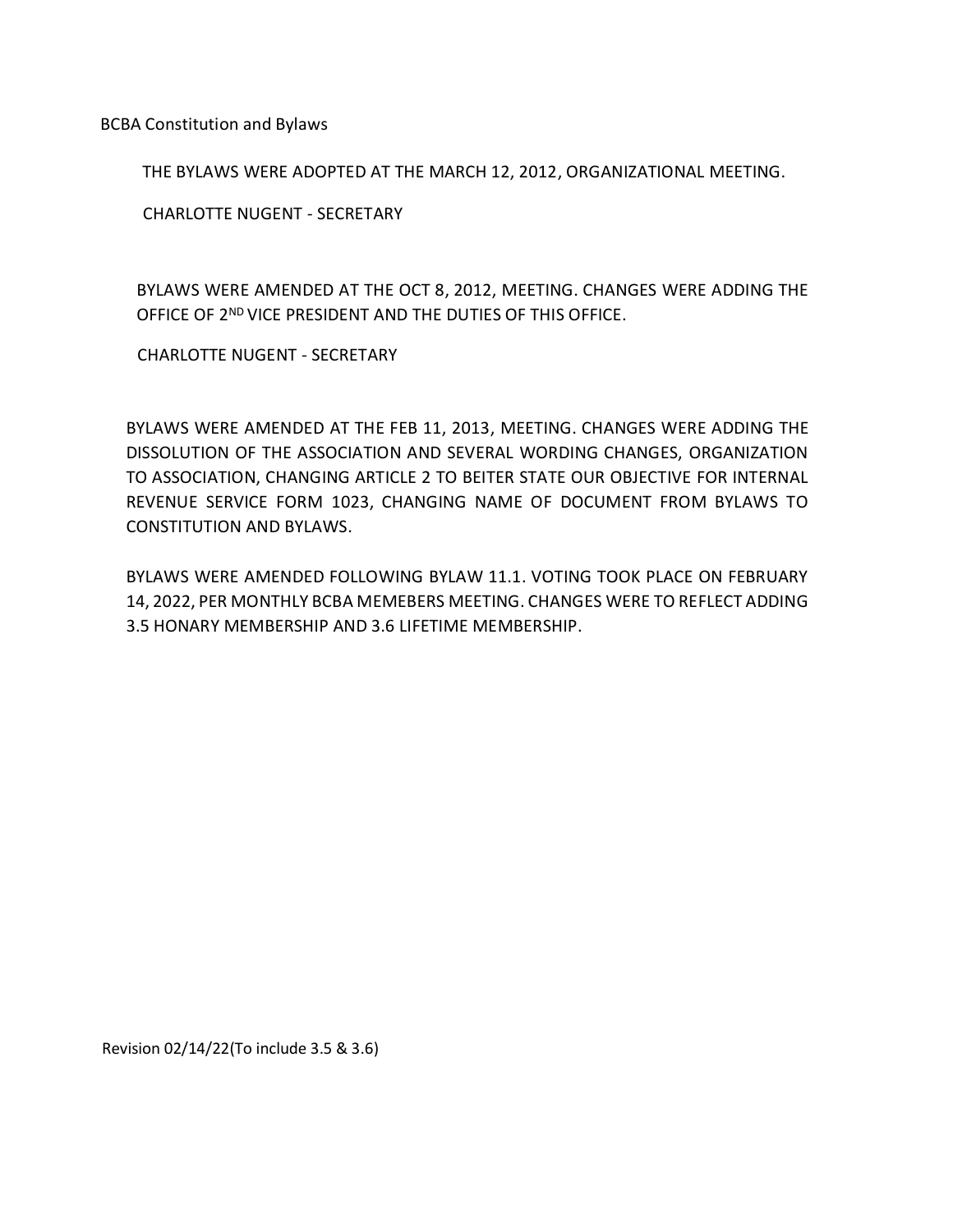BCBA Constitution and Bylaws

THE BYLAWS WERE ADOPTED AT THE MARCH 12, 2012, ORGANIZATIONAL MEETING.

CHARLOTTE NUGENT - SECRETARY

BYLAWS WERE AMENDED AT THE OCT 8, 2012, MEETING. CHANGES WERE ADDING THE OFFICE OF 2ND VICE PRESIDENT AND THE DUTIES OF THIS OFFICE.

CHARLOTTE NUGENT - SECRETARY

BYLAWS WERE AMENDED AT THE FEB 11, 2013, MEETING. CHANGES WERE ADDING THE DISSOLUTION OF THE ASSOCIATION AND SEVERAL WORDING CHANGES, ORGANIZATION TO ASSOCIATION, CHANGING ARTICLE 2 TO BEITER STATE OUR OBJECTIVE FOR INTERNAL REVENUE SERVICE FORM 1023, CHANGING NAME OF DOCUMENT FROM BYLAWS TO CONSTITUTION AND BYLAWS.

BYLAWS WERE AMENDED FOLLOWING BYLAW 11.1. VOTING TOOK PLACE ON FEBRUARY 14, 2022, PER MONTHLY BCBA MEMEBERS MEETING. CHANGES WERE TO REFLECT ADDING 3.5 HONARY MEMBERSHIP AND 3.6 LIFETIME MEMBERSHIP.

Revision 02/14/22(To include 3.5 & 3.6)